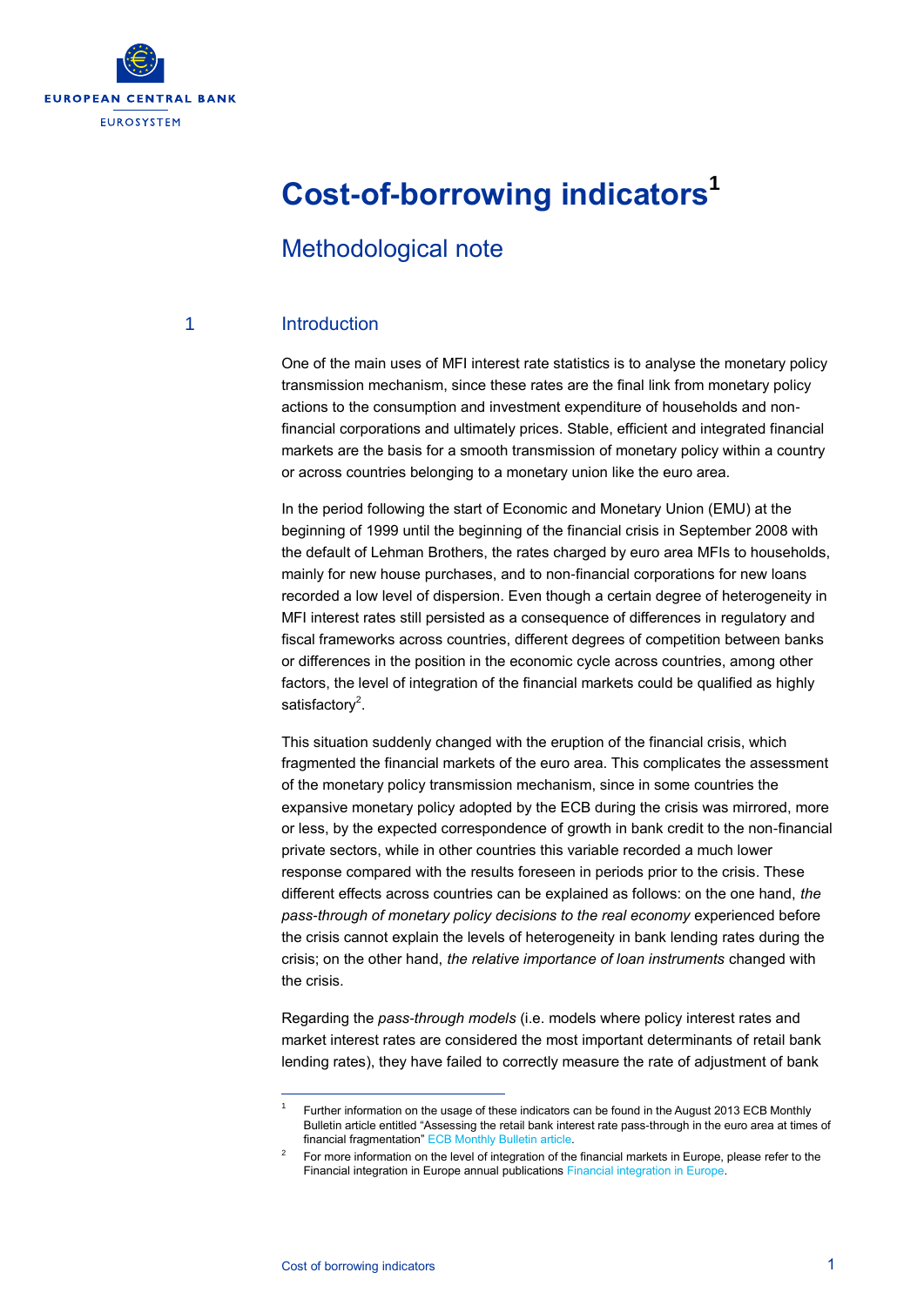# Cost-of-borrowing indicators[1]

## Methodological note

## 1 Introduction

One of the main uses of MFI interest rate statistics is to analyse the monetary policy transmission mechanism, since these rates are the final link from monetary policy actions to the consumption and investment expenditure of households and non-financial corporations and ultimately prices. Stable, efficient and integrated financial markets are the basis for a smooth transmission of monetary policy within a country or across countries belonging to a monetary union like the euro area.

In the period following the start of Economic and Monetary Union (EMU) at the beginning of 1999 until the beginning of the financial crisis in September 2008 with the default of Lehman Brothers, the rates charged by euro area MFIs to households, mainly for new house purchases, and to non-financial corporations for new loans recorded a low level of dispersion. Even though a certain degree of heterogeneity in MFI interest rates still persisted as a consequence of differences in regulatory and fiscal frameworks across countries, different degrees of competition between banks or differences in the position in the economic cycle across countries, among other factors, the level of integration of the financial markets could be qualified as highly satisfactory[2].

This situation suddenly changed with the eruption of the financial crisis, which fragmented the financial markets of the euro area. This complicates the assessment of the monetary policy transmission mechanism, since in some countries the expansive monetary policy adopted by the ECB during the crisis was mirrored, more or less, by the expected correspondence of growth in bank credit to the non-financial private sectors, while in other countries this variable recorded a much lower response compared with the results foreseen in periods prior to the crisis. These different effects across countries can be explained as follows: on the one hand, *the pass-through of monetary policy decisions to the real economy* experienced before the crisis cannot explain the levels of heterogeneity in bank lending rates during the crisis; on the other hand, *the relative importance of loan instruments* changed with the crisis.

Regarding the *pass-through models* (i.e. models where policy interest rates and market interest rates are considered the most important determinants of retail bank lending rates), they have failed to correctly measure the rate of adjustment of bank

---

[1] Further information on the usage of these indicators can be found in the August 2013 ECB Monthly Bulletin article entitled "Assessing the retail bank interest rate pass-through in the euro area at times of financial fragmentation" ECB Monthly Bulletin article.

[2] For more information on the level of integration of the financial markets in Europe, please refer to the Financial integration in Europe annual publications Financial integration in Europe.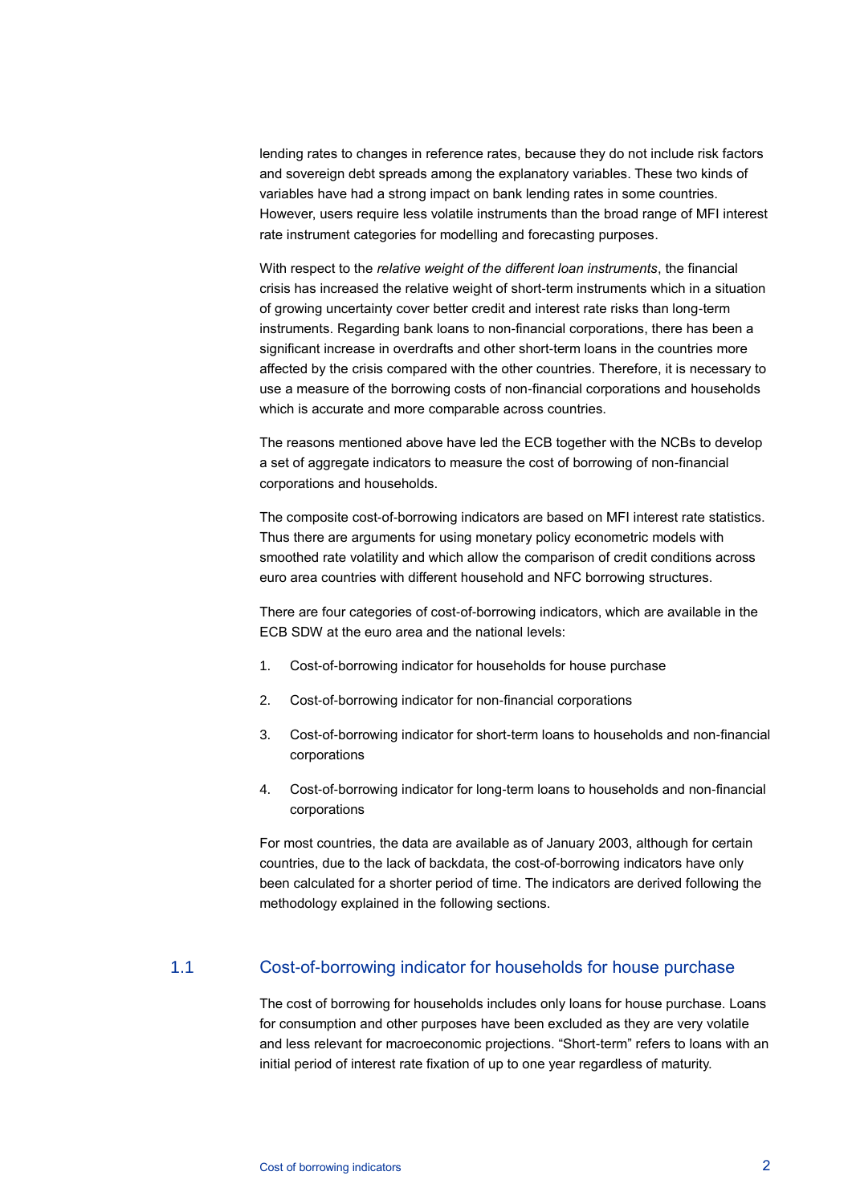lending rates to changes in reference rates, because they do not include risk factors and sovereign debt spreads among the explanatory variables. These two kinds of variables have had a strong impact on bank lending rates in some countries. However, users require less volatile instruments than the broad range of MFI interest rate instrument categories for modelling and forecasting purposes.

With respect to the *relative weight of the different loan instruments*, the financial crisis has increased the relative weight of short-term instruments which in a situation of growing uncertainty cover better credit and interest rate risks than long-term instruments. Regarding bank loans to non-financial corporations, there has been a significant increase in overdrafts and other short-term loans in the countries more affected by the crisis compared with the other countries. Therefore, it is necessary to use a measure of the borrowing costs of non-financial corporations and households which is accurate and more comparable across countries.

The reasons mentioned above have led the ECB together with the NCBs to develop a set of aggregate indicators to measure the cost of borrowing of non-financial corporations and households.

The composite cost-of-borrowing indicators are based on MFI interest rate statistics. Thus there are arguments for using monetary policy econometric models with smoothed rate volatility and which allow the comparison of credit conditions across euro area countries with different household and NFC borrowing structures.

There are four categories of cost-of-borrowing indicators, which are available in the ECB SDW at the euro area and the national levels:

1. Cost-of-borrowing indicator for households for house purchase
2. Cost-of-borrowing indicator for non-financial corporations
3. Cost-of-borrowing indicator for short-term loans to households and non-financial corporations
4. Cost-of-borrowing indicator for long-term loans to households and non-financial corporations

For most countries, the data are available as of January 2003, although for certain countries, due to the lack of backdata, the cost-of-borrowing indicators have only been calculated for a shorter period of time. The indicators are derived following the methodology explained in the following sections.

## 1.1 Cost-of-borrowing indicator for households for house purchase

The cost of borrowing for households includes only loans for house purchase. Loans for consumption and other purposes have been excluded as they are very volatile and less relevant for macroeconomic projections. “Short-term” refers to loans with an initial period of interest rate fixation of up to one year regardless of maturity.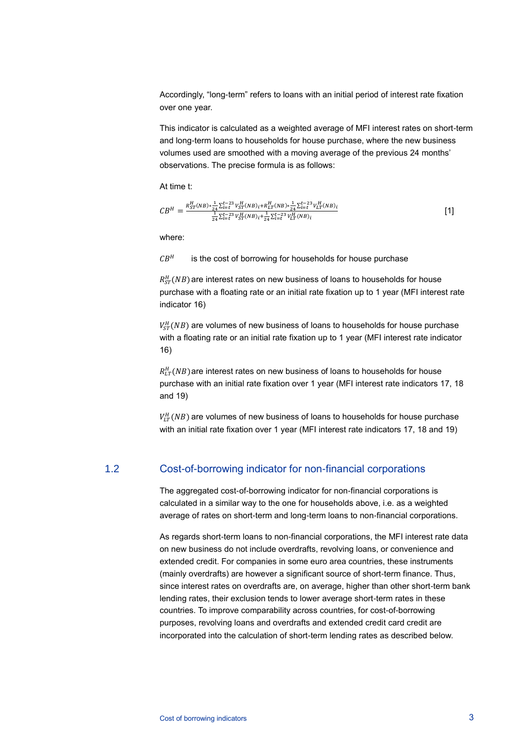Accordingly, “long-term” refers to loans with an initial period of interest rate fixation over one year.

This indicator is calculated as a weighted average of MFI interest rates on short-term and long-term loans to households for house purchase, where the new business volumes used are smoothed with a moving average of the previous 24 months’ observations. The precise formula is as follows:

At time t:

$$CB^H = \frac{R^H_{ST}(NB) * \frac{1}{24}\sum_{i=t}^{t-23} V^H_{ST}(NB)_i + R^H_{LT}(NB) * \frac{1}{24}\sum_{i=t}^{t-23} V^H_{LT}(NB)_i}{\frac{1}{24}\sum_{i=t}^{t-23} V^H_{ST}(NB)_i + \frac{1}{24}\sum_{i=t}^{t-23} V^H_{LT}(NB)_i} \quad [1]$$

where:

$CB^H$ is the cost of borrowing for households for house purchase

$R^H_{ST}(NB)$ are interest rates on new business of loans to households for house purchase with a floating rate or an initial rate fixation up to 1 year (MFI interest rate indicator 16)

$V^H_{ST}(NB)$ are volumes of new business of loans to households for house purchase with a floating rate or an initial rate fixation up to 1 year (MFI interest rate indicator 16)

$R^H_{LT}(NB)$ are interest rates on new business of loans to households for house purchase with an initial rate fixation over 1 year (MFI interest rate indicators 17, 18 and 19)

$V^H_{LT}(NB)$ are volumes of new business of loans to households for house purchase with an initial rate fixation over 1 year (MFI interest rate indicators 17, 18 and 19)

## 1.2 Cost-of-borrowing indicator for non-financial corporations

The aggregated cost-of-borrowing indicator for non-financial corporations is calculated in a similar way to the one for households above, i.e. as a weighted average of rates on short-term and long-term loans to non-financial corporations.

As regards short-term loans to non-financial corporations, the MFI interest rate data on new business do not include overdrafts, revolving loans, or convenience and extended credit. For companies in some euro area countries, these instruments (mainly overdrafts) are however a significant source of short-term finance. Thus, since interest rates on overdrafts are, on average, higher than other short-term bank lending rates, their exclusion tends to lower average short-term rates in these countries. To improve comparability across countries, for cost-of-borrowing purposes, revolving loans and overdrafts and extended credit card credit are incorporated into the calculation of short-term lending rates as described below.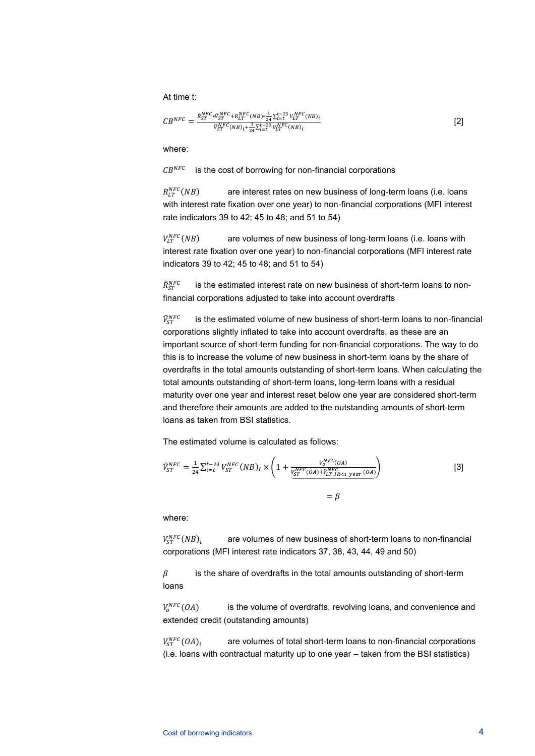At time t:

$$CB^{NFC} = \frac{\tilde{R}_{ST}^{NFC} * \tilde{V}_{ST}^{NFC} + R_{LT}^{NFC}(NB) * \frac{1}{24}\sum_{i=t}^{t-23} V_{LT}^{NFC}(NB)_i}{\tilde{V}_{ST}^{NFC}(NB)_i + \frac{1}{24}\sum_{i=t}^{t-23} V_{LT}^{NFC}(NB)_i} \qquad [2]$$

where:

$CB^{NFC}$ is the cost of borrowing for non-financial corporations

$R_{LT}^{NFC}(NB)$ are interest rates on new business of long-term loans (i.e. loans with interest rate fixation over one year) to non-financial corporations (MFI interest rate indicators 39 to 42; 45 to 48; and 51 to 54)

$V_{LT}^{NFC}(NB)$ are volumes of new business of long-term loans (i.e. loans with interest rate fixation over one year) to non-financial corporations (MFI interest rate indicators 39 to 42; 45 to 48; and 51 to 54)

$\tilde{R}_{ST}^{NFC}$ is the estimated interest rate on new business of short-term loans to non-financial corporations adjusted to take into account overdrafts

$\tilde{V}_{ST}^{NFC}$ is the estimated volume of new business of short-term loans to non-financial corporations slightly inflated to take into account overdrafts, as these are an important source of short-term funding for non-financial corporations. The way to do this is to increase the volume of new business in short-term loans by the share of overdrafts in the total amounts outstanding of short-term loans. When calculating the total amounts outstanding of short-term loans, long-term loans with a residual maturity over one year and interest reset below one year are considered short-term and therefore their amounts are added to the outstanding amounts of short-term loans as taken from BSI statistics.

The estimated volume is calculated as follows:

$$\tilde{V}_{ST}^{NFC} = \frac{1}{24}\sum_{i=t}^{t-23} V_{ST}^{NFC}(NB)_i \times \left(1 + \underbrace{\frac{V_o^{NFC}(OA)}{V_{ST}^{NFC}(OA) + \tilde{V}_{LT,IR<1\ year}^{NFC}(OA)}}_{=\beta}\right) \qquad [3]$$

where:

$V_{ST}^{NFC}(NB)_i$ are volumes of new business of short-term loans to non-financial corporations (MFI interest rate indicators 37, 38, 43, 44, 49 and 50)

$\beta$ is the share of overdrafts in the total amounts outstanding of short-term loans

$V_o^{NFC}(OA)$ is the volume of overdrafts, revolving loans, and convenience and extended credit (outstanding amounts)

$V_{ST}^{NFC}(OA)_i$ are volumes of total short-term loans to non-financial corporations (i.e. loans with contractual maturity up to one year – taken from the BSI statistics)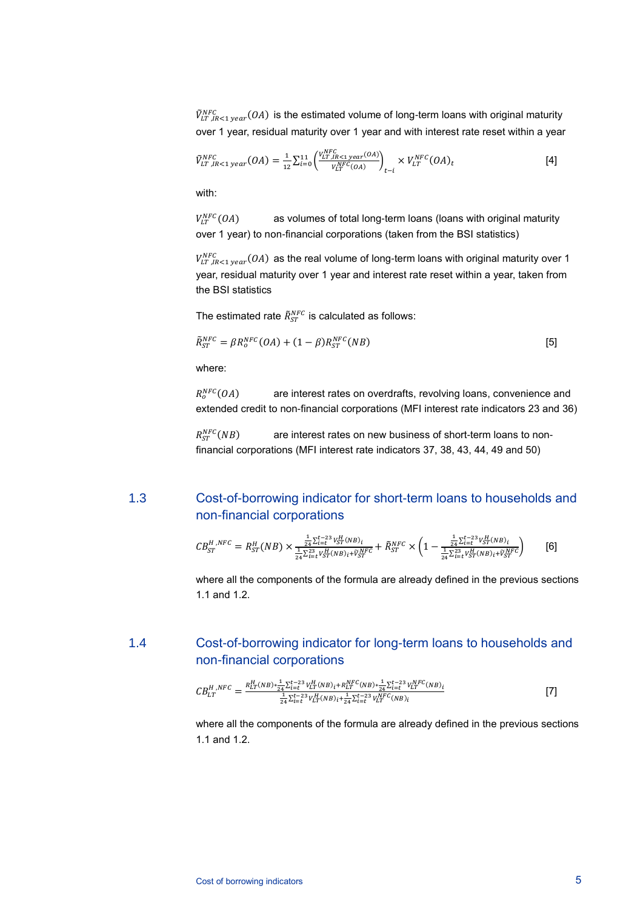$\tilde{V}^{NFC}_{LT,IR<1\,year}(OA)$ is the estimated volume of long-term loans with original maturity over 1 year, residual maturity over 1 year and with interest rate reset within a year

$$\tilde{V}^{NFC}_{LT,IR<1\,year}(OA) = \frac{1}{12}\sum_{i=0}^{11}\left(\frac{V^{NFC}_{LT,IR<1\,year}(OA)}{V^{NFC}_{LT}(OA)}\right)_{t-i} \times V^{NFC}_{LT}(OA)_t \qquad [4]$$

with:

$V^{NFC}_{LT}(OA)$ as volumes of total long-term loans (loans with original maturity over 1 year) to non-financial corporations (taken from the BSI statistics)

$V^{NFC}_{LT,IR<1\,year}(OA)$ as the real volume of long-term loans with original maturity over 1 year, residual maturity over 1 year and interest rate reset within a year, taken from the BSI statistics

The estimated rate $\tilde{R}^{NFC}_{ST}$ is calculated as follows:

$$\tilde{R}^{NFC}_{ST} = \beta R^{NFC}_{o}(OA) + (1-\beta) R^{NFC}_{ST}(NB) \qquad [5]$$

where:

$R^{NFC}_{o}(OA)$ are interest rates on overdrafts, revolving loans, convenience and extended credit to non-financial corporations (MFI interest rate indicators 23 and 36)

$R^{NFC}_{ST}(NB)$ are interest rates on new business of short-term loans to non-financial corporations (MFI interest rate indicators 37, 38, 43, 44, 49 and 50)

## 1.3 Cost-of-borrowing indicator for short-term loans to households and non-financial corporations

$$CB^{H,NFC}_{ST} = R^{H}_{ST}(NB) \times \frac{\frac{1}{24}\sum_{i=t}^{t-23} V^{H}_{ST}(NB)_i}{\frac{1}{24}\sum_{i=t}^{23} V^{H}_{ST}(NB)_i + \tilde{V}^{NFC}_{ST}} + \tilde{R}^{NFC}_{ST} \times \left(1 - \frac{\frac{1}{24}\sum_{i=t}^{t-23} V^{H}_{ST}(NB)_i}{\frac{1}{24}\sum_{i=t}^{23} V^{H}_{ST}(NB)_i + \tilde{V}^{NFC}_{ST}}\right) \qquad [6]$$

where all the components of the formula are already defined in the previous sections 1.1 and 1.2.

## 1.4 Cost-of-borrowing indicator for long-term loans to households and non-financial corporations

$$CB^{H,NFC}_{LT} = \frac{R^{H}_{LT}(NB) * \frac{1}{24}\sum_{i=t}^{t-23} V^{H}_{LT}(NB)_i + R^{NFC}_{LT}(NB) * \frac{1}{24}\sum_{i=t}^{t-23} V^{NFC}_{LT}(NB)_i}{\frac{1}{24}\sum_{i=t}^{t-23} V^{H}_{LT}(NB)_i + \frac{1}{24}\sum_{i=t}^{t-23} V^{NFC}_{LT}(NB)_i} \qquad [7]$$

where all the components of the formula are already defined in the previous sections 1.1 and 1.2.